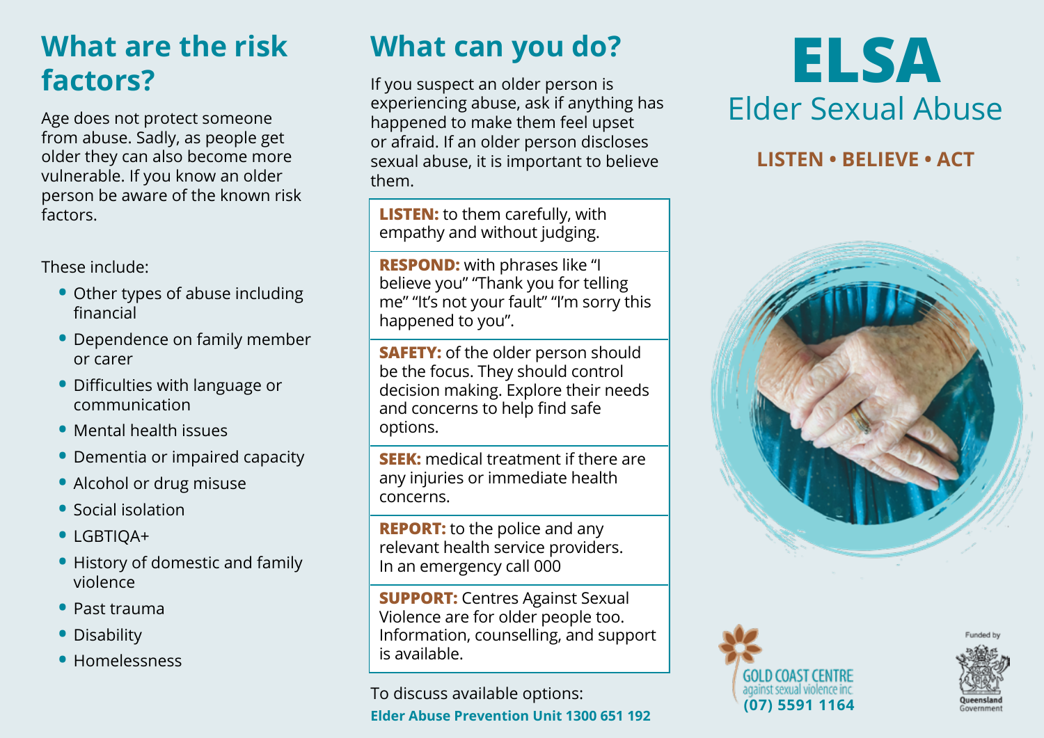## What are the risk factors?

Age does not protect someone from abuse. Sadly, as people get older they can also become more vulnerable. If you know an older person be aware of the known risk factors.

These include:

- Other types of abuse including financial
- Dependence on family member or carer
- Difficulties with language or communication
- Mental health issues
- Dementia or impaired capacity
- Alcohol or drug misuse
- Social isolation
- LGBTIQA+
- History of domestic and family violence
- Past trauma
- Disability
- Homelessness

## What can you do?

If you suspect an older person is experiencing abuse, ask if anything has happened to make them feel upset or afraid. If an older person discloses sexual abuse, it is important to believe them.

**LISTEN:** to them carefully, with empathy and without judging.

**RESPOND:** with phrases like “I believe you” “Thank you for telling me” “It’s not your fault” “I’m sorry this happened to you”.

**SAFETY:** of the older person should be the focus. They should control decision making. Explore their needs and concerns to help find safe options.

**SEEK:** medical treatment if there are any injuries or immediate health concerns.

**REPORT:** to the police and any relevant health service providers. In an emergency call 000

**SUPPORT:** Centres Against Sexual Violence are for older people too. Information, counselling, and support is available.

To discuss available options:
**Elder Abuse Prevention Unit 1300 651 192**

# ELSA

## Elder Sexual Abuse

**LISTEN • BELIEVE • ACT**

GOLD COAST CENTRE against sexual violence inc
**(07) 5591 1164**

Funded by Queensland Government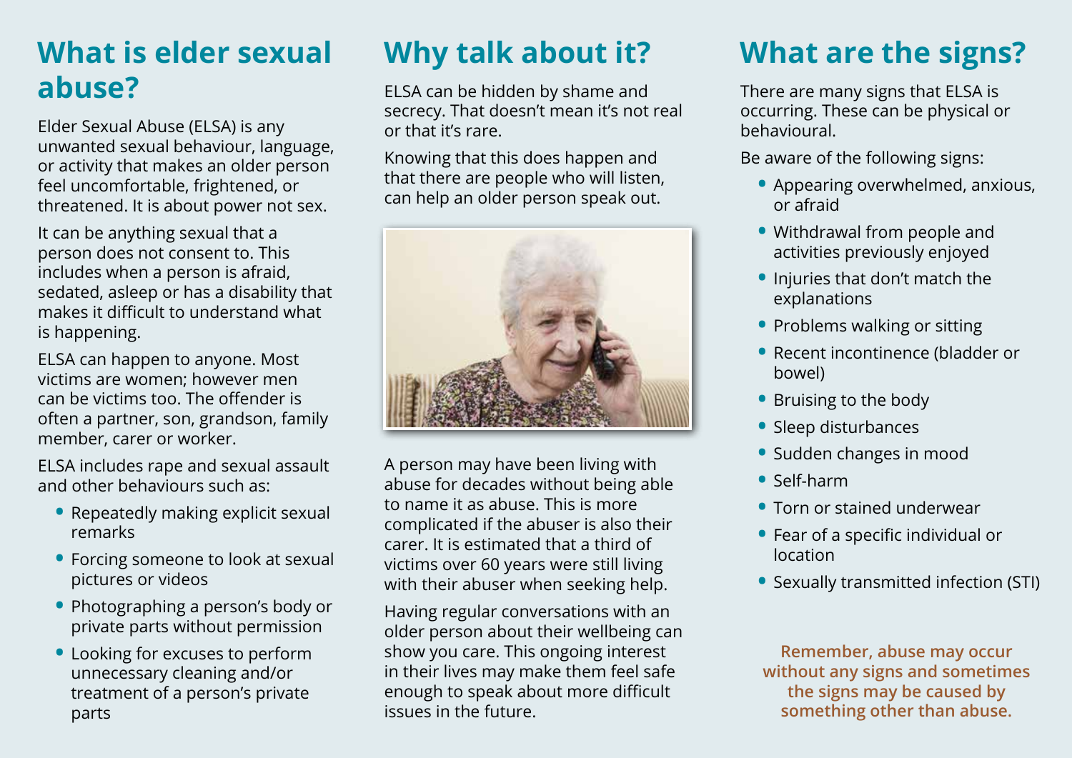## What is elder sexual abuse?

Elder Sexual Abuse (ELSA) is any unwanted sexual behaviour, language, or activity that makes an older person feel uncomfortable, frightened, or threatened. It is about power not sex.

It can be anything sexual that a person does not consent to. This includes when a person is afraid, sedated, asleep or has a disability that makes it difficult to understand what is happening.

ELSA can happen to anyone. Most victims are women; however men can be victims too. The offender is often a partner, son, grandson, family member, carer or worker.

ELSA includes rape and sexual assault and other behaviours such as:

- Repeatedly making explicit sexual remarks
- Forcing someone to look at sexual pictures or videos
- Photographing a person's body or private parts without permission
- Looking for excuses to perform unnecessary cleaning and/or treatment of a person's private parts

## Why talk about it?

ELSA can be hidden by shame and secrecy. That doesn't mean it's not real or that it's rare.

Knowing that this does happen and that there are people who will listen, can help an older person speak out.

A person may have been living with abuse for decades without being able to name it as abuse. This is more complicated if the abuser is also their carer. It is estimated that a third of victims over 60 years were still living with their abuser when seeking help.

Having regular conversations with an older person about their wellbeing can show you care. This ongoing interest in their lives may make them feel safe enough to speak about more difficult issues in the future.

## What are the signs?

There are many signs that ELSA is occurring. These can be physical or behavioural.

Be aware of the following signs:

- Appearing overwhelmed, anxious, or afraid
- Withdrawal from people and activities previously enjoyed
- Injuries that don't match the explanations
- Problems walking or sitting
- Recent incontinence (bladder or bowel)
- Bruising to the body
- Sleep disturbances
- Sudden changes in mood
- Self-harm
- Torn or stained underwear
- Fear of a specific individual or location
- Sexually transmitted infection (STI)

**Remember, abuse may occur without any signs and sometimes the signs may be caused by something other than abuse.**